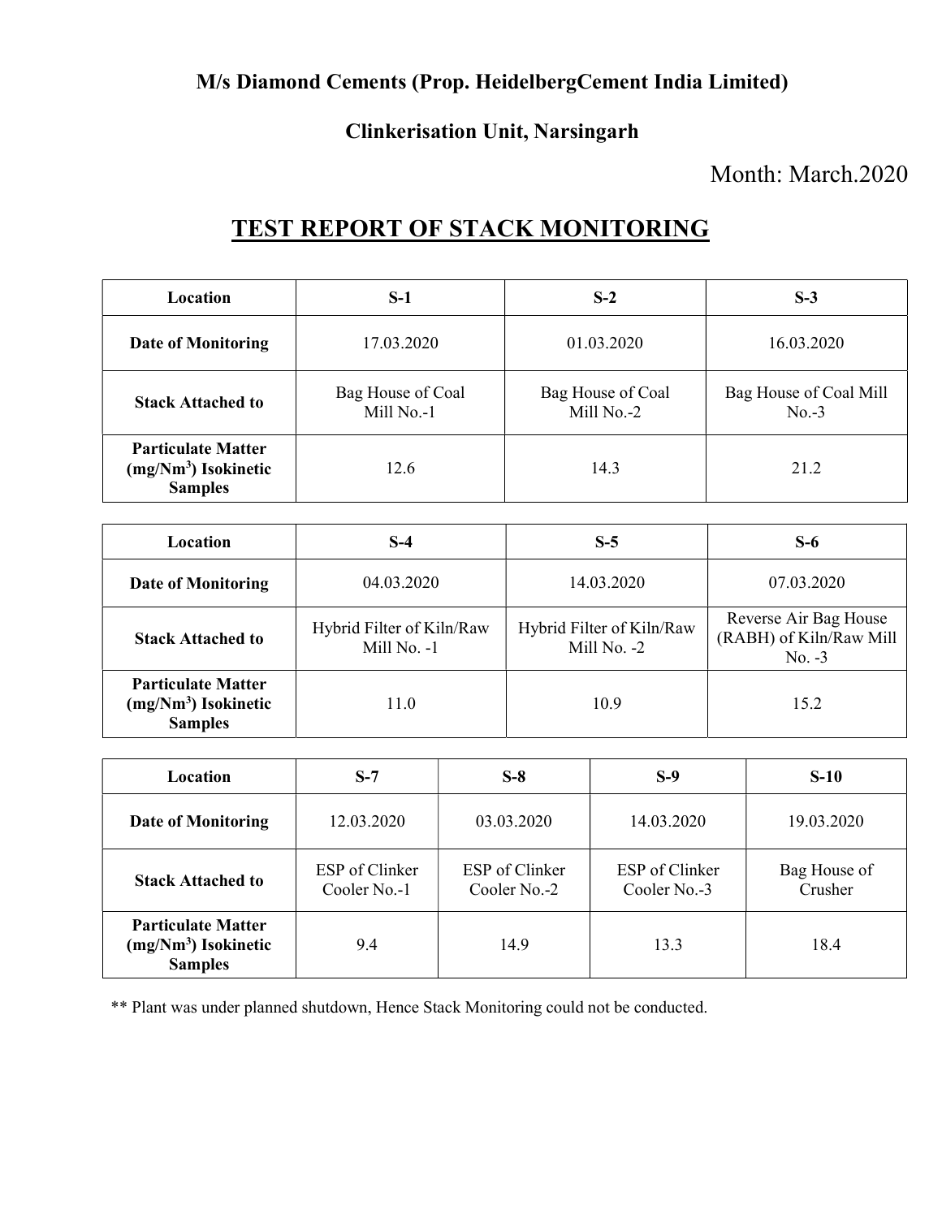**M/s Diamond Cements (Prop. HeidelbergCement India Limited)**

**Clinkerisation Unit, Narsingarh**

Month: March.2020

# TEST REPORT OF STACK MONITORING

| Location | S-1 | S-2 | S-3 |
|---|---|---|---|
| Date of Monitoring | 17.03.2020 | 01.03.2020 | 16.03.2020 |
| Stack Attached to | Bag House of Coal Mill No.-1 | Bag House of Coal Mill No.-2 | Bag House of Coal Mill No.-3 |
| Particulate Matter ($mg/Nm^3$) Isokinetic Samples | 12.6 | 14.3 | 21.2 |

| Location | S-4 | S-5 | S-6 |
|---|---|---|---|
| Date of Monitoring | 04.03.2020 | 14.03.2020 | 07.03.2020 |
| Stack Attached to | Hybrid Filter of Kiln/Raw Mill No. -1 | Hybrid Filter of Kiln/Raw Mill No. -2 | Reverse Air Bag House (RABH) of Kiln/Raw Mill No. -3 |
| Particulate Matter ($mg/Nm^3$) Isokinetic Samples | 11.0 | 10.9 | 15.2 |

| Location | S-7 | S-8 | S-9 | S-10 |
|---|---|---|---|---|
| Date of Monitoring | 12.03.2020 | 03.03.2020 | 14.03.2020 | 19.03.2020 |
| Stack Attached to | ESP of Clinker Cooler No.-1 | ESP of Clinker Cooler No.-2 | ESP of Clinker Cooler No.-3 | Bag House of Crusher |
| Particulate Matter ($mg/Nm^3$) Isokinetic Samples | 9.4 | 14.9 | 13.3 | 18.4 |

** Plant was under planned shutdown, Hence Stack Monitoring could not be conducted.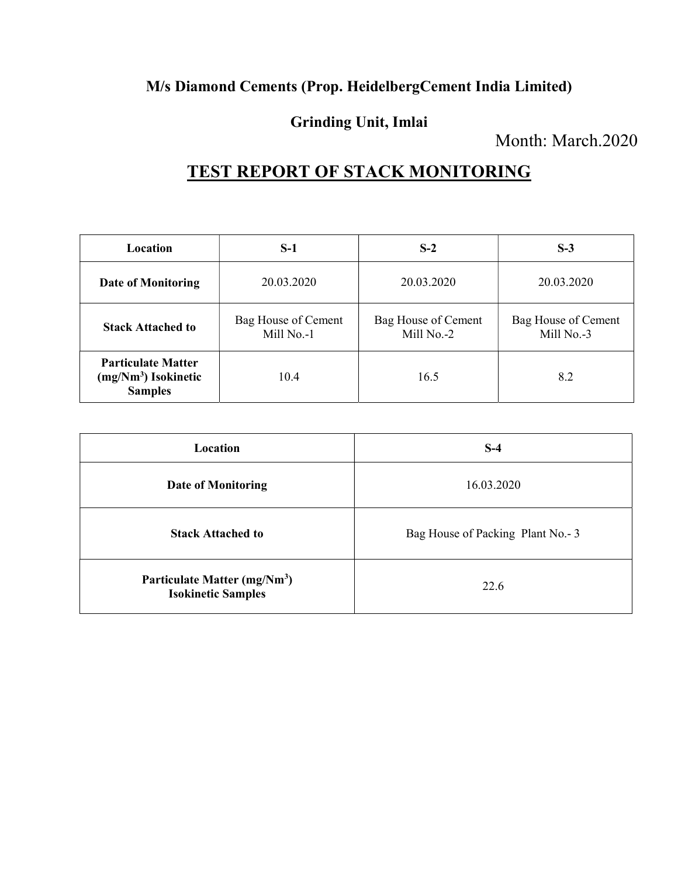**M/s Diamond Cements (Prop. HeidelbergCement India Limited)**

**Grinding Unit, Imlai**

Month: March.2020

# TEST REPORT OF STACK MONITORING

| Location | S-1 | S-2 | S-3 |
|---|---|---|---|
| **Date of Monitoring** | 20.03.2020 | 20.03.2020 | 20.03.2020 |
| **Stack Attached to** | Bag House of Cement Mill No.-1 | Bag House of Cement Mill No.-2 | Bag House of Cement Mill No.-3 |
| **Particulate Matter ($mg/Nm^3$) Isokinetic Samples** | 10.4 | 16.5 | 8.2 |

| Location | S-4 |
|---|---|
| **Date of Monitoring** | 16.03.2020 |
| **Stack Attached to** | Bag House of Packing Plant No.- 3 |
| **Particulate Matter ($mg/Nm^3$) Isokinetic Samples** | 22.6 |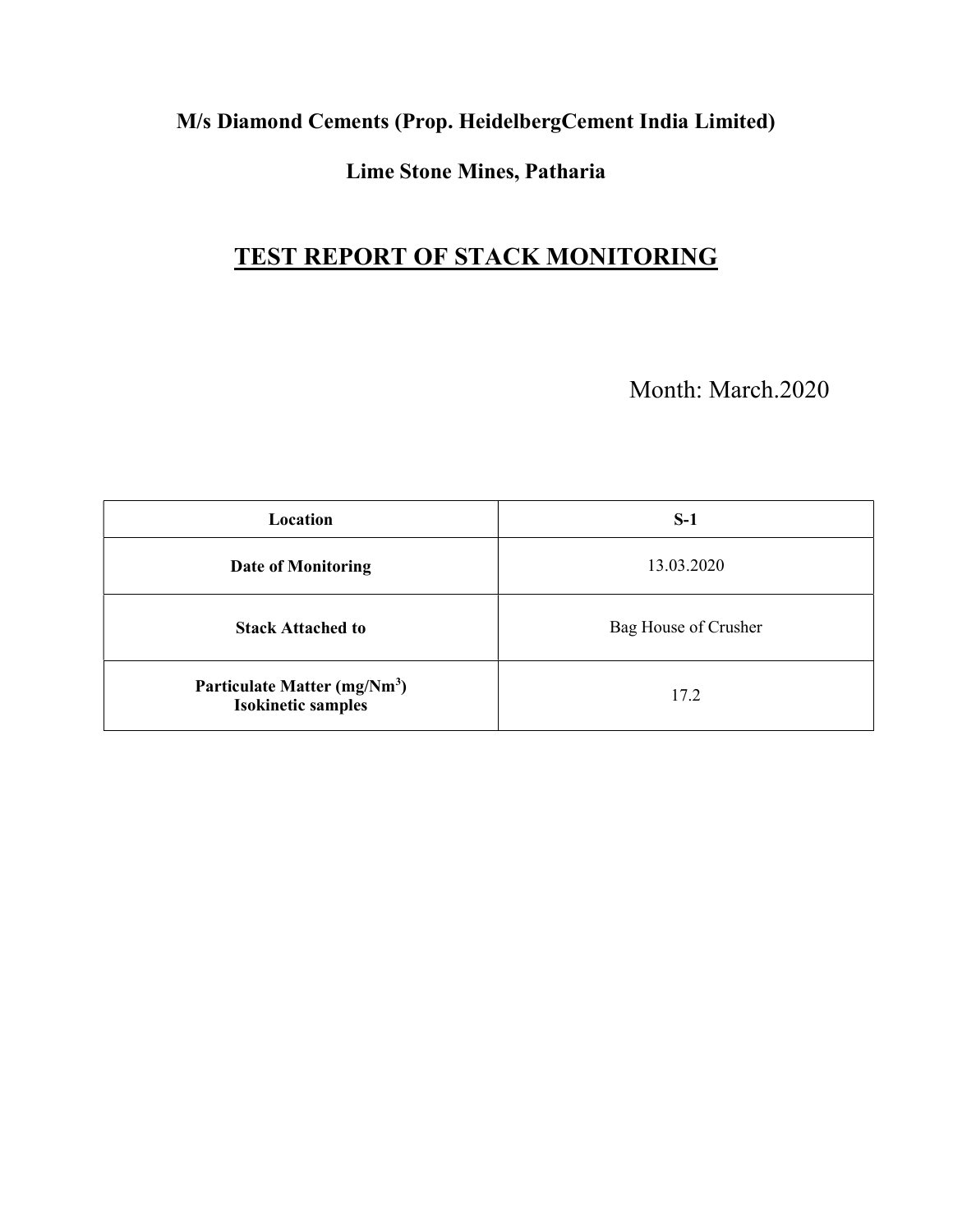**M/s Diamond Cements (Prop. HeidelbergCement India Limited)**

**Lime Stone Mines, Patharia**

# TEST REPORT OF STACK MONITORING

Month: March.2020

| | |
|---|---|
| **Location** | **S-1** |
| **Date of Monitoring** | 13.03.2020 |
| **Stack Attached to** | Bag House of Crusher |
| **Particulate Matter (mg/Nm$^3$) Isokinetic samples** | 17.2 |